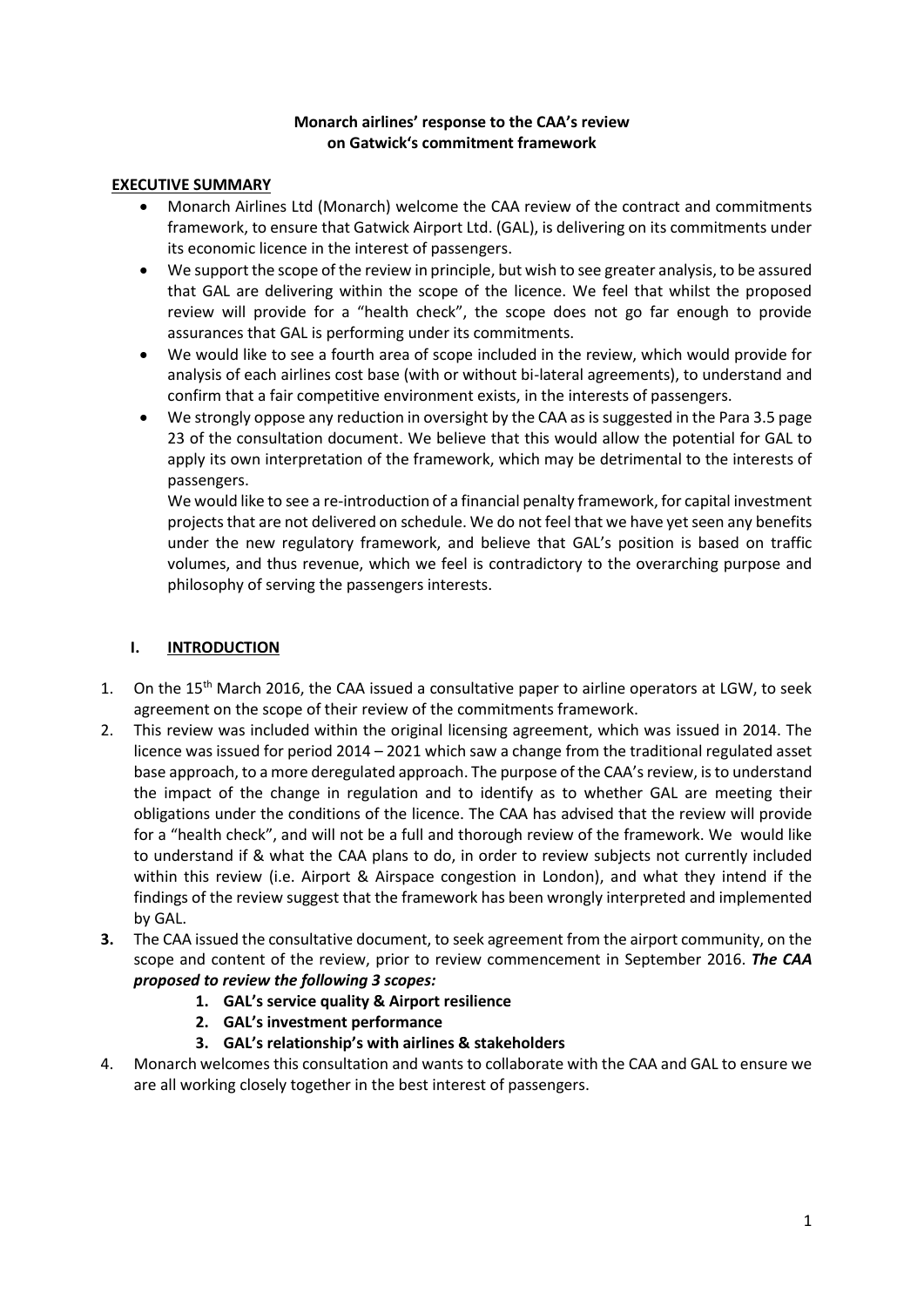**Monarch airlines' response to the CAA's review on Gatwick's commitment framework**

**EXECUTIVE SUMMARY**

- Monarch Airlines Ltd (Monarch) welcome the CAA review of the contract and commitments framework, to ensure that Gatwick Airport Ltd. (GAL), is delivering on its commitments under its economic licence in the interest of passengers.
- We support the scope of the review in principle, but wish to see greater analysis, to be assured that GAL are delivering within the scope of the licence. We feel that whilst the proposed review will provide for a "health check", the scope does not go far enough to provide assurances that GAL is performing under its commitments.
- We would like to see a fourth area of scope included in the review, which would provide for analysis of each airlines cost base (with or without bi-lateral agreements), to understand and confirm that a fair competitive environment exists, in the interests of passengers.
- We strongly oppose any reduction in oversight by the CAA as is suggested in the Para 3.5 page 23 of the consultation document. We believe that this would allow the potential for GAL to apply its own interpretation of the framework, which may be detrimental to the interests of passengers.

  We would like to see a re-introduction of a financial penalty framework, for capital investment projects that are not delivered on schedule. We do not feel that we have yet seen any benefits under the new regulatory framework, and believe that GAL's position is based on traffic volumes, and thus revenue, which we feel is contradictory to the overarching purpose and philosophy of serving the passengers interests.

## I. INTRODUCTION

1. On the 15th March 2016, the CAA issued a consultative paper to airline operators at LGW, to seek agreement on the scope of their review of the commitments framework.
2. This review was included within the original licensing agreement, which was issued in 2014. The licence was issued for period 2014 – 2021 which saw a change from the traditional regulated asset base approach, to a more deregulated approach. The purpose of the CAA's review, is to understand the impact of the change in regulation and to identify as to whether GAL are meeting their obligations under the conditions of the licence. The CAA has advised that the review will provide for a "health check", and will not be a full and thorough review of the framework. We would like to understand if & what the CAA plans to do, in order to review subjects not currently included within this review (i.e. Airport & Airspace congestion in London), and what they intend if the findings of the review suggest that the framework has been wrongly interpreted and implemented by GAL.
3. The CAA issued the consultative document, to seek agreement from the airport community, on the scope and content of the review, prior to review commencement in September 2016. ***The CAA proposed to review the following 3 scopes:***
   1. **GAL's service quality & Airport resilience**
   2. **GAL's investment performance**
   3. **GAL's relationship's with airlines & stakeholders**
4. Monarch welcomes this consultation and wants to collaborate with the CAA and GAL to ensure we are all working closely together in the best interest of passengers.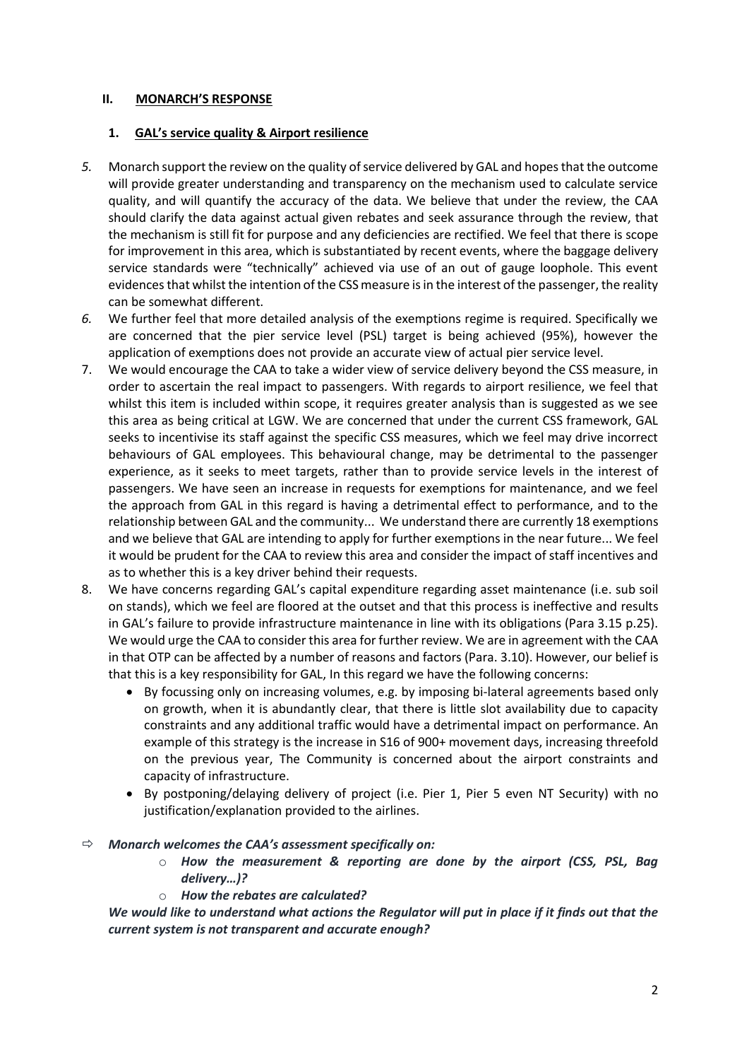## II. MONARCH'S RESPONSE

### 1. GAL's service quality & Airport resilience

5. Monarch support the review on the quality of service delivered by GAL and hopes that the outcome will provide greater understanding and transparency on the mechanism used to calculate service quality, and will quantify the accuracy of the data. We believe that under the review, the CAA should clarify the data against actual given rebates and seek assurance through the review, that the mechanism is still fit for purpose and any deficiencies are rectified. We feel that there is scope for improvement in this area, which is substantiated by recent events, where the baggage delivery service standards were "technically" achieved via use of an out of gauge loophole. This event evidences that whilst the intention of the CSS measure is in the interest of the passenger, the reality can be somewhat different.
6. We further feel that more detailed analysis of the exemptions regime is required. Specifically we are concerned that the pier service level (PSL) target is being achieved (95%), however the application of exemptions does not provide an accurate view of actual pier service level.
7. We would encourage the CAA to take a wider view of service delivery beyond the CSS measure, in order to ascertain the real impact to passengers. With regards to airport resilience, we feel that whilst this item is included within scope, it requires greater analysis than is suggested as we see this area as being critical at LGW. We are concerned that under the current CSS framework, GAL seeks to incentivise its staff against the specific CSS measures, which we feel may drive incorrect behaviours of GAL employees. This behavioural change, may be detrimental to the passenger experience, as it seeks to meet targets, rather than to provide service levels in the interest of passengers. We have seen an increase in requests for exemptions for maintenance, and we feel the approach from GAL in this regard is having a detrimental effect to performance, and to the relationship between GAL and the community... We understand there are currently 18 exemptions and we believe that GAL are intending to apply for further exemptions in the near future... We feel it would be prudent for the CAA to review this area and consider the impact of staff incentives and as to whether this is a key driver behind their requests.
8. We have concerns regarding GAL's capital expenditure regarding asset maintenance (i.e. sub soil on stands), which we feel are floored at the outset and that this process is ineffective and results in GAL's failure to provide infrastructure maintenance in line with its obligations (Para 3.15 p.25). We would urge the CAA to consider this area for further review. We are in agreement with the CAA in that OTP can be affected by a number of reasons and factors (Para. 3.10). However, our belief is that this is a key responsibility for GAL, In this regard we have the following concerns:
   - By focussing only on increasing volumes, e.g. by imposing bi-lateral agreements based only on growth, when it is abundantly clear, that there is little slot availability due to capacity constraints and any additional traffic would have a detrimental impact on performance. An example of this strategy is the increase in S16 of 900+ movement days, increasing threefold on the previous year, The Community is concerned about the airport constraints and capacity of infrastructure.
   - By postponing/delaying delivery of project (i.e. Pier 1, Pier 5 even NT Security) with no justification/explanation provided to the airlines.

⇨ ***Monarch welcomes the CAA's assessment specifically on:***

- ***How the measurement & reporting are done by the airport (CSS, PSL, Bag delivery…)?***
- ***How the rebates are calculated?***

***We would like to understand what actions the Regulator will put in place if it finds out that the current system is not transparent and accurate enough?***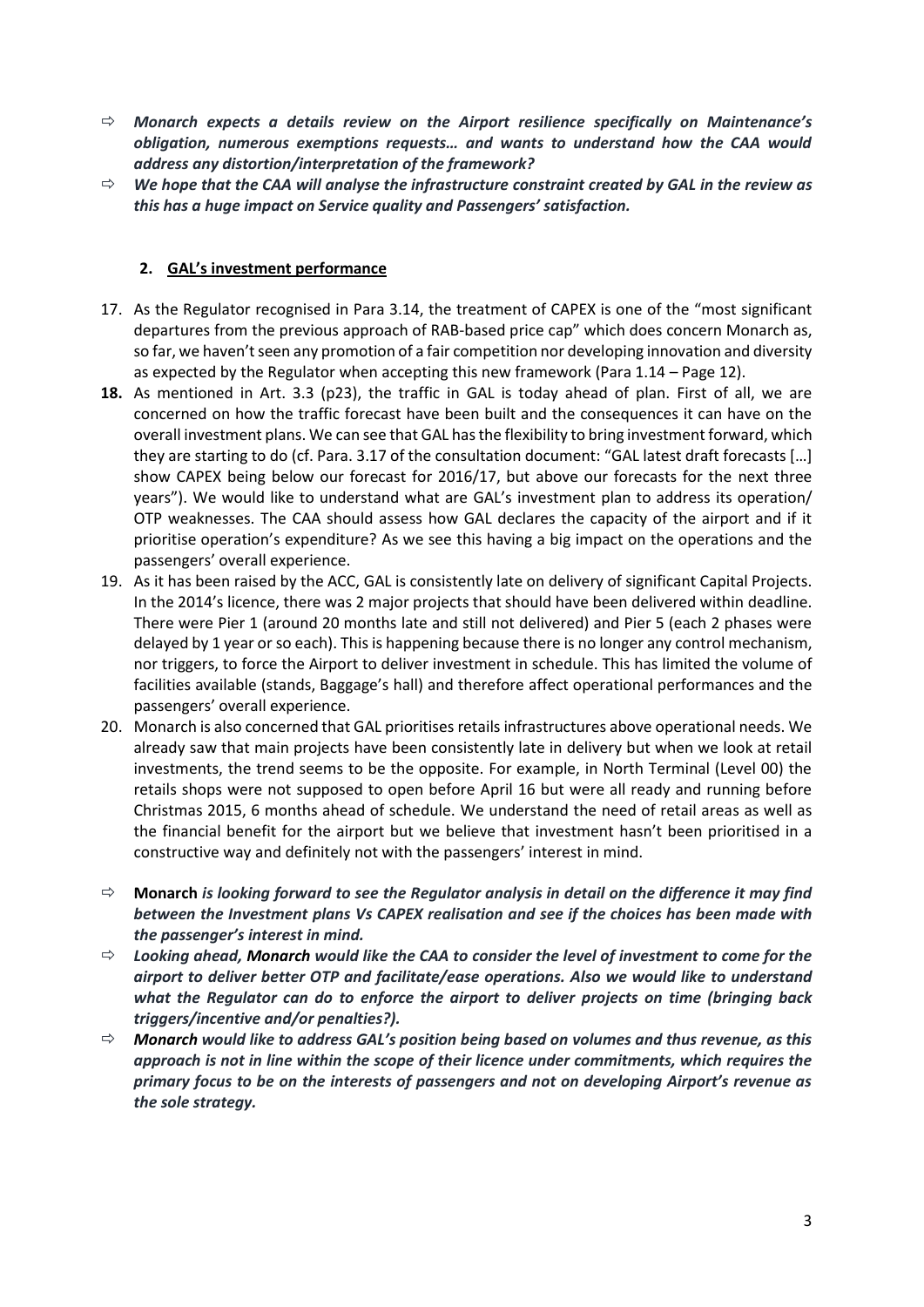- ⇨ ***Monarch expects a details review on the Airport resilience specifically on Maintenance's obligation, numerous exemptions requests… and wants to understand how the CAA would address any distortion/interpretation of the framework?***
- ⇨ ***We hope that the CAA will analyse the infrastructure constraint created by GAL in the review as this has a huge impact on Service quality and Passengers' satisfaction.***

## 2. GAL's investment performance

17. As the Regulator recognised in Para 3.14, the treatment of CAPEX is one of the "most significant departures from the previous approach of RAB-based price cap" which does concern Monarch as, so far, we haven't seen any promotion of a fair competition nor developing innovation and diversity as expected by the Regulator when accepting this new framework (Para 1.14 – Page 12).
18. As mentioned in Art. 3.3 (p23), the traffic in GAL is today ahead of plan. First of all, we are concerned on how the traffic forecast have been built and the consequences it can have on the overall investment plans. We can see that GAL has the flexibility to bring investment forward, which they are starting to do (cf. Para. 3.17 of the consultation document: "GAL latest draft forecasts […] show CAPEX being below our forecast for 2016/17, but above our forecasts for the next three years"). We would like to understand what are GAL's investment plan to address its operation/ OTP weaknesses. The CAA should assess how GAL declares the capacity of the airport and if it prioritise operation's expenditure? As we see this having a big impact on the operations and the passengers' overall experience.
19. As it has been raised by the ACC, GAL is consistently late on delivery of significant Capital Projects. In the 2014's licence, there was 2 major projects that should have been delivered within deadline. There were Pier 1 (around 20 months late and still not delivered) and Pier 5 (each 2 phases were delayed by 1 year or so each). This is happening because there is no longer any control mechanism, nor triggers, to force the Airport to deliver investment in schedule. This has limited the volume of facilities available (stands, Baggage's hall) and therefore affect operational performances and the passengers' overall experience.
20. Monarch is also concerned that GAL prioritises retails infrastructures above operational needs. We already saw that main projects have been consistently late in delivery but when we look at retail investments, the trend seems to be the opposite. For example, in North Terminal (Level 00) the retails shops were not supposed to open before April 16 but were all ready and running before Christmas 2015, 6 months ahead of schedule. We understand the need of retail areas as well as the financial benefit for the airport but we believe that investment hasn't been prioritised in a constructive way and definitely not with the passengers' interest in mind.

- ⇨ **Monarch** ***is looking forward to see the Regulator analysis in detail on the difference it may find between the Investment plans Vs CAPEX realisation and see if the choices has been made with the passenger's interest in mind.***
- ⇨ ***Looking ahead, Monarch would like the CAA to consider the level of investment to come for the airport to deliver better OTP and facilitate/ease operations. Also we would like to understand what the Regulator can do to enforce the airport to deliver projects on time (bringing back triggers/incentive and/or penalties?).***
- ⇨ ***Monarch would like to address GAL's position being based on volumes and thus revenue, as this approach is not in line within the scope of their licence under commitments, which requires the primary focus to be on the interests of passengers and not on developing Airport's revenue as the sole strategy.***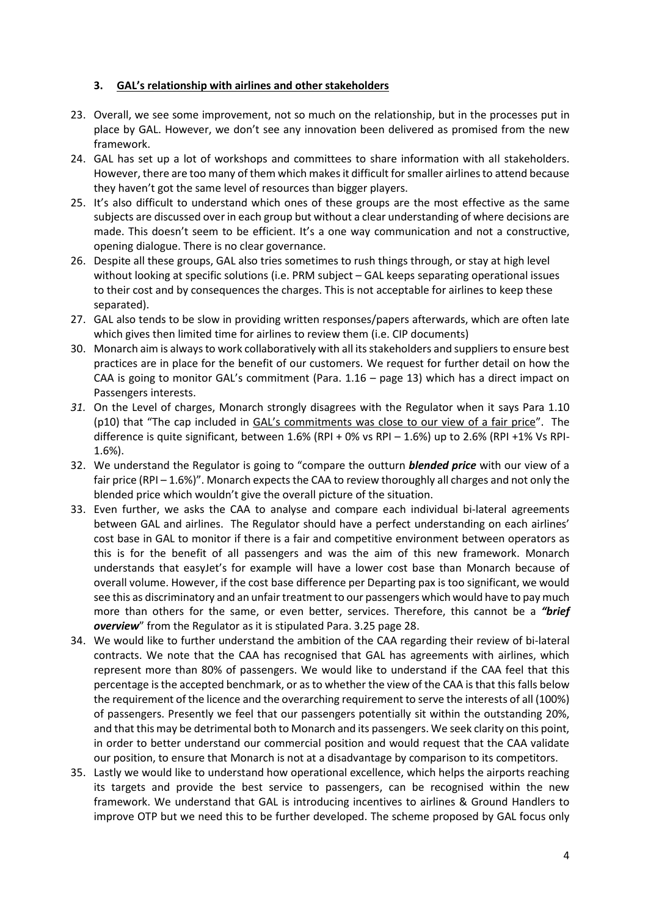### 3. <u>GAL's relationship with airlines and other stakeholders</u>

23. Overall, we see some improvement, not so much on the relationship, but in the processes put in place by GAL. However, we don't see any innovation been delivered as promised from the new framework.
24. GAL has set up a lot of workshops and committees to share information with all stakeholders. However, there are too many of them which makes it difficult for smaller airlines to attend because they haven't got the same level of resources than bigger players.
25. It's also difficult to understand which ones of these groups are the most effective as the same subjects are discussed over in each group but without a clear understanding of where decisions are made. This doesn't seem to be efficient. It's a one way communication and not a constructive, opening dialogue. There is no clear governance.
26. Despite all these groups, GAL also tries sometimes to rush things through, or stay at high level without looking at specific solutions (i.e. PRM subject – GAL keeps separating operational issues to their cost and by consequences the charges. This is not acceptable for airlines to keep these separated).
27. GAL also tends to be slow in providing written responses/papers afterwards, which are often late which gives then limited time for airlines to review them (i.e. CIP documents)
30. Monarch aim is always to work collaboratively with all its stakeholders and suppliers to ensure best practices are in place for the benefit of our customers. We request for further detail on how the CAA is going to monitor GAL's commitment (Para. 1.16 – page 13) which has a direct impact on Passengers interests.
31. On the Level of charges, Monarch strongly disagrees with the Regulator when it says Para 1.10 (p10) that "The cap included in <u>GAL's commitments was close to our view of a fair price</u>". The difference is quite significant, between 1.6% (RPI + 0% vs RPI – 1.6%) up to 2.6% (RPI +1% Vs RPI-1.6%).
32. We understand the Regulator is going to "compare the outturn ***blended price*** with our view of a fair price (RPI – 1.6%)". Monarch expects the CAA to review thoroughly all charges and not only the blended price which wouldn't give the overall picture of the situation.
33. Even further, we asks the CAA to analyse and compare each individual bi-lateral agreements between GAL and airlines. The Regulator should have a perfect understanding on each airlines' cost base in GAL to monitor if there is a fair and competitive environment between operators as this is for the benefit of all passengers and was the aim of this new framework. Monarch understands that easyJet's for example will have a lower cost base than Monarch because of overall volume. However, if the cost base difference per Departing pax is too significant, we would see this as discriminatory and an unfair treatment to our passengers which would have to pay much more than others for the same, or even better, services. Therefore, this cannot be a ***"brief overview***" from the Regulator as it is stipulated Para. 3.25 page 28.
34. We would like to further understand the ambition of the CAA regarding their review of bi-lateral contracts. We note that the CAA has recognised that GAL has agreements with airlines, which represent more than 80% of passengers. We would like to understand if the CAA feel that this percentage is the accepted benchmark, or as to whether the view of the CAA is that this falls below the requirement of the licence and the overarching requirement to serve the interests of all (100%) of passengers. Presently we feel that our passengers potentially sit within the outstanding 20%, and that this may be detrimental both to Monarch and its passengers. We seek clarity on this point, in order to better understand our commercial position and would request that the CAA validate our position, to ensure that Monarch is not at a disadvantage by comparison to its competitors.
35. Lastly we would like to understand how operational excellence, which helps the airports reaching its targets and provide the best service to passengers, can be recognised within the new framework. We understand that GAL is introducing incentives to airlines & Ground Handlers to improve OTP but we need this to be further developed. The scheme proposed by GAL focus only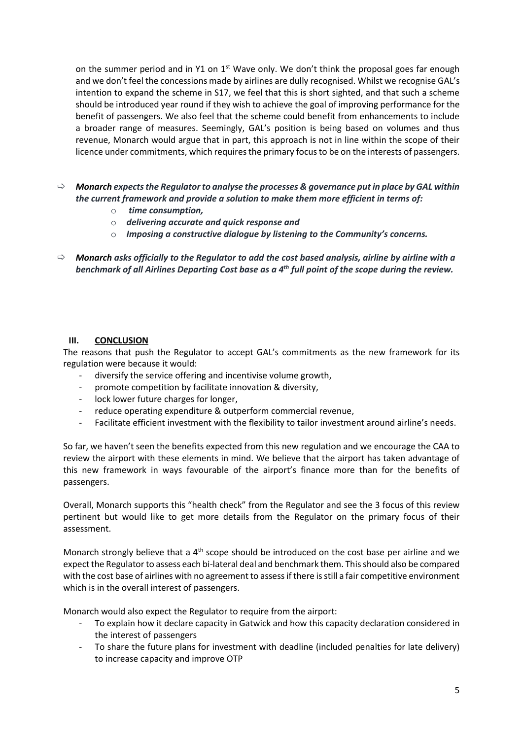on the summer period and in Y1 on 1st Wave only. We don't think the proposal goes far enough and we don't feel the concessions made by airlines are dully recognised. Whilst we recognise GAL's intention to expand the scheme in S17, we feel that this is short sighted, and that such a scheme should be introduced year round if they wish to achieve the goal of improving performance for the benefit of passengers. We also feel that the scheme could benefit from enhancements to include a broader range of measures. Seemingly, GAL's position is being based on volumes and thus revenue, Monarch would argue that in part, this approach is not in line within the scope of their licence under commitments, which requires the primary focus to be on the interests of passengers.

⇨ ***Monarch expects the Regulator to analyse the processes & governance put in place by GAL within the current framework and provide a solution to make them more efficient in terms of:***
   - ***time consumption,***
   - ***delivering accurate and quick response and***
   - ***Imposing a constructive dialogue by listening to the Community's concerns.***

⇨ ***Monarch asks officially to the Regulator to add the cost based analysis, airline by airline with a benchmark of all Airlines Departing Cost base as a 4th full point of the scope during the review.***

## III. CONCLUSION

The reasons that push the Regulator to accept GAL's commitments as the new framework for its regulation were because it would:

- diversify the service offering and incentivise volume growth,
- promote competition by facilitate innovation & diversity,
- lock lower future charges for longer,
- reduce operating expenditure & outperform commercial revenue,
- Facilitate efficient investment with the flexibility to tailor investment around airline's needs.

So far, we haven't seen the benefits expected from this new regulation and we encourage the CAA to review the airport with these elements in mind. We believe that the airport has taken advantage of this new framework in ways favourable of the airport's finance more than for the benefits of passengers.

Overall, Monarch supports this "health check" from the Regulator and see the 3 focus of this review pertinent but would like to get more details from the Regulator on the primary focus of their assessment.

Monarch strongly believe that a 4th scope should be introduced on the cost base per airline and we expect the Regulator to assess each bi-lateral deal and benchmark them. This should also be compared with the cost base of airlines with no agreement to assess if there is still a fair competitive environment which is in the overall interest of passengers.

Monarch would also expect the Regulator to require from the airport:

- To explain how it declare capacity in Gatwick and how this capacity declaration considered in the interest of passengers
- To share the future plans for investment with deadline (included penalties for late delivery) to increase capacity and improve OTP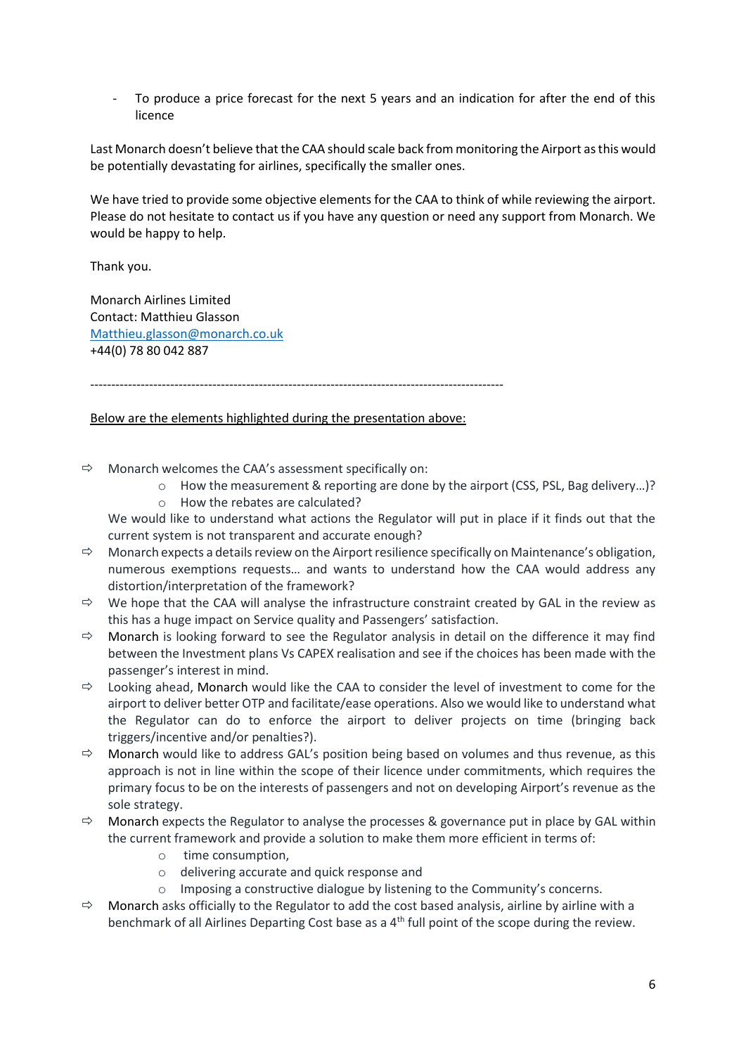- To produce a price forecast for the next 5 years and an indication for after the end of this licence

Last Monarch doesn't believe that the CAA should scale back from monitoring the Airport as this would be potentially devastating for airlines, specifically the smaller ones.

We have tried to provide some objective elements for the CAA to think of while reviewing the airport. Please do not hesitate to contact us if you have any question or need any support from Monarch. We would be happy to help.

Thank you.

Monarch Airlines Limited
Contact: Matthieu Glasson
[Matthieu.glasson@monarch.co.uk](mailto:Matthieu.glasson@monarch.co.uk)
+44(0) 78 80 042 887

---

<u>Below are the elements highlighted during the presentation above:</u>

- ⇨ Monarch welcomes the CAA's assessment specifically on:
  - How the measurement & reporting are done by the airport (CSS, PSL, Bag delivery…)?
  - How the rebates are calculated?

  We would like to understand what actions the Regulator will put in place if it finds out that the current system is not transparent and accurate enough?
- ⇨ Monarch expects a details review on the Airport resilience specifically on Maintenance's obligation, numerous exemptions requests… and wants to understand how the CAA would address any distortion/interpretation of the framework?
- ⇨ We hope that the CAA will analyse the infrastructure constraint created by GAL in the review as this has a huge impact on Service quality and Passengers' satisfaction.
- ⇨ Monarch is looking forward to see the Regulator analysis in detail on the difference it may find between the Investment plans Vs CAPEX realisation and see if the choices has been made with the passenger's interest in mind.
- ⇨ Looking ahead, Monarch would like the CAA to consider the level of investment to come for the airport to deliver better OTP and facilitate/ease operations. Also we would like to understand what the Regulator can do to enforce the airport to deliver projects on time (bringing back triggers/incentive and/or penalties?).
- ⇨ Monarch would like to address GAL's position being based on volumes and thus revenue, as this approach is not in line within the scope of their licence under commitments, which requires the primary focus to be on the interests of passengers and not on developing Airport's revenue as the sole strategy.
- ⇨ Monarch expects the Regulator to analyse the processes & governance put in place by GAL within the current framework and provide a solution to make them more efficient in terms of:
  - time consumption,
  - delivering accurate and quick response and
  - Imposing a constructive dialogue by listening to the Community's concerns.
- ⇨ Monarch asks officially to the Regulator to add the cost based analysis, airline by airline with a benchmark of all Airlines Departing Cost base as a 4th full point of the scope during the review.